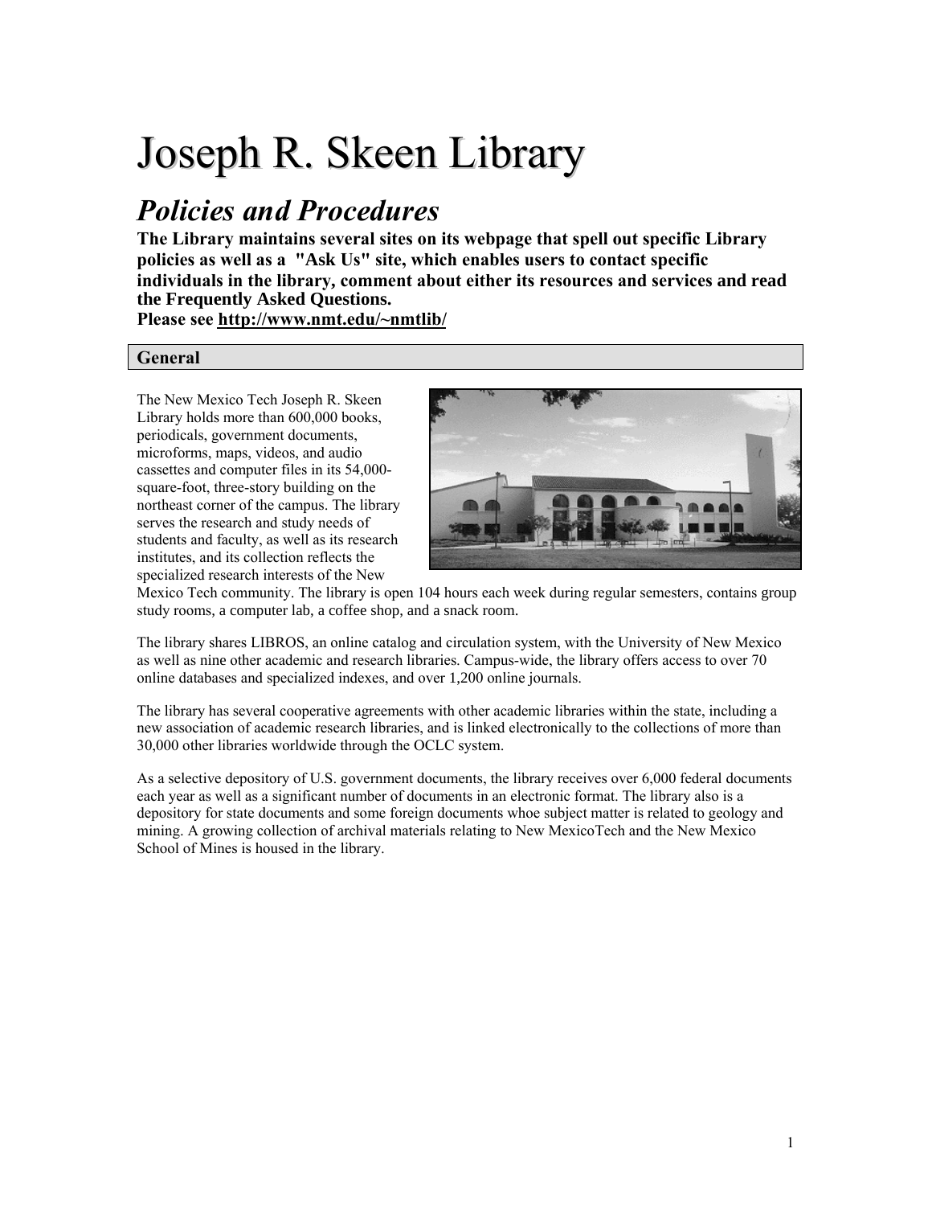# Joseph R. Skeen Library

## *Policies and Procedures*

**The Library maintains several sites on its webpage that spell out specific Library policies as well as a "Ask Us" site, which enables users to contact specific individuals in the library, comment about either its resources and services and read the Frequently Asked Questions.**
**Please see http://www.nmt.edu/~nmtlib/**

### General

The New Mexico Tech Joseph R. Skeen Library holds more than 600,000 books, periodicals, government documents, microforms, maps, videos, and audio cassettes and computer files in its 54,000-square-foot, three-story building on the northeast corner of the campus. The library serves the research and study needs of students and faculty, as well as its research institutes, and its collection reflects the specialized research interests of the New Mexico Tech community. The library is open 104 hours each week during regular semesters, contains group study rooms, a computer lab, a coffee shop, and a snack room.

The library shares LIBROS, an online catalog and circulation system, with the University of New Mexico as well as nine other academic and research libraries. Campus-wide, the library offers access to over 70 online databases and specialized indexes, and over 1,200 online journals.

The library has several cooperative agreements with other academic libraries within the state, including a new association of academic research libraries, and is linked electronically to the collections of more than 30,000 other libraries worldwide through the OCLC system.

As a selective depository of U.S. government documents, the library receives over 6,000 federal documents each year as well as a significant number of documents in an electronic format. The library also is a depository for state documents and some foreign documents whoe subject matter is related to geology and mining. A growing collection of archival materials relating to New MexicoTech and the New Mexico School of Mines is housed in the library.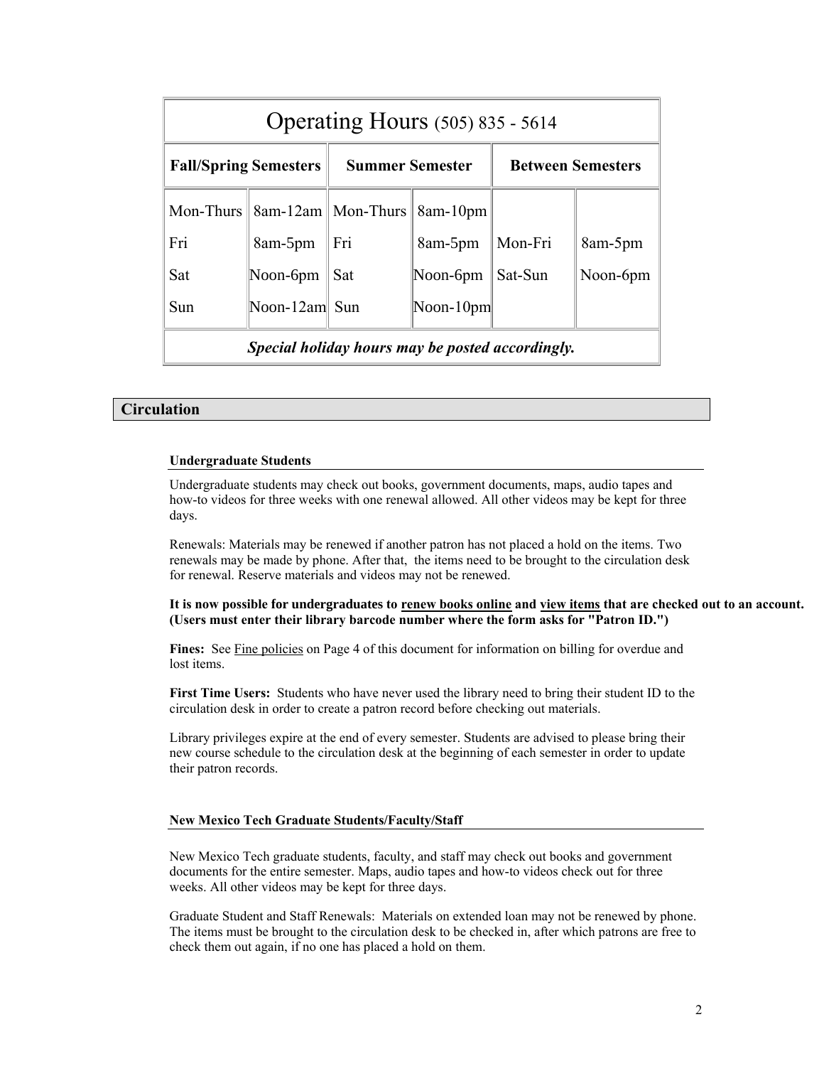| Operating Hours (505) 835 - 5614 | | | | | |
|---|---|---|---|---|---|
| **Fall/Spring Semesters** | | **Summer Semester** | | **Between Semesters** | |
| Mon-Thurs | 8am-12am | Mon-Thurs | 8am-10pm | | |
| Fri | 8am-5pm | Fri | 8am-5pm | Mon-Fri | 8am-5pm |
| Sat | Noon-6pm | Sat | Noon-6pm | Sat-Sun | Noon-6pm |
| Sun | Noon-12am | Sun | Noon-10pm | | |
| ***Special holiday hours may be posted accordingly.*** | | | | | |

## Circulation

### Undergraduate Students

Undergraduate students may check out books, government documents, maps, audio tapes and how-to videos for three weeks with one renewal allowed. All other videos may be kept for three days.

Renewals: Materials may be renewed if another patron has not placed a hold on the items. Two renewals may be made by phone. After that, the items need to be brought to the circulation desk for renewal. Reserve materials and videos may not be renewed.

**It is now possible for undergraduates to renew books online and view items that are checked out to an account. (Users must enter their library barcode number where the form asks for "Patron ID.")**

**Fines:** See Fine policies on Page 4 of this document for information on billing for overdue and lost items.

**First Time Users:** Students who have never used the library need to bring their student ID to the circulation desk in order to create a patron record before checking out materials.

Library privileges expire at the end of every semester. Students are advised to please bring their new course schedule to the circulation desk at the beginning of each semester in order to update their patron records.

### New Mexico Tech Graduate Students/Faculty/Staff

New Mexico Tech graduate students, faculty, and staff may check out books and government documents for the entire semester. Maps, audio tapes and how-to videos check out for three weeks. All other videos may be kept for three days.

Graduate Student and Staff Renewals: Materials on extended loan may not be renewed by phone. The items must be brought to the circulation desk to be checked in, after which patrons are free to check them out again, if no one has placed a hold on them.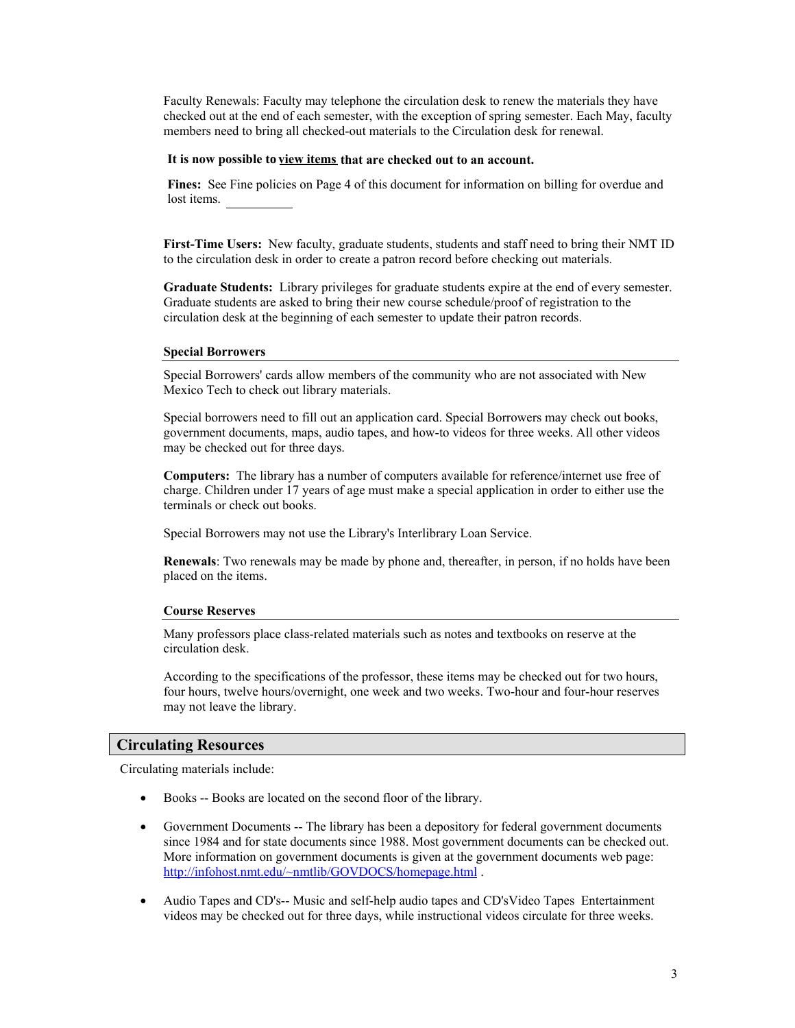Faculty Renewals: Faculty may telephone the circulation desk to renew the materials they have checked out at the end of each semester, with the exception of spring semester. Each May, faculty members need to bring all checked-out materials to the Circulation desk for renewal.

**It is now possible to view items that are checked out to an account.**

**Fines:** See Fine policies on Page 4 of this document for information on billing for overdue and lost items.

**First-Time Users:** New faculty, graduate students, students and staff need to bring their NMT ID to the circulation desk in order to create a patron record before checking out materials.

**Graduate Students:** Library privileges for graduate students expire at the end of every semester. Graduate students are asked to bring their new course schedule/proof of registration to the circulation desk at the beginning of each semester to update their patron records.

### Special Borrowers

Special Borrowers' cards allow members of the community who are not associated with New Mexico Tech to check out library materials.

Special borrowers need to fill out an application card. Special Borrowers may check out books, government documents, maps, audio tapes, and how-to videos for three weeks. All other videos may be checked out for three days.

**Computers:** The library has a number of computers available for reference/internet use free of charge. Children under 17 years of age must make a special application in order to either use the terminals or check out books.

Special Borrowers may not use the Library's Interlibrary Loan Service.

**Renewals**: Two renewals may be made by phone and, thereafter, in person, if no holds have been placed on the items.

### Course Reserves

Many professors place class-related materials such as notes and textbooks on reserve at the circulation desk.

According to the specifications of the professor, these items may be checked out for two hours, four hours, twelve hours/overnight, one week and two weeks. Two-hour and four-hour reserves may not leave the library.

## Circulating Resources

Circulating materials include:

- Books -- Books are located on the second floor of the library.
- Government Documents -- The library has been a depository for federal government documents since 1984 and for state documents since 1988. Most government documents can be checked out. More information on government documents is given at the government documents web page: http://infohost.nmt.edu/~nmtlib/GOVDOCS/homepage.html .
- Audio Tapes and CD's-- Music and self-help audio tapes and CD'sVideo Tapes Entertainment videos may be checked out for three days, while instructional videos circulate for three weeks.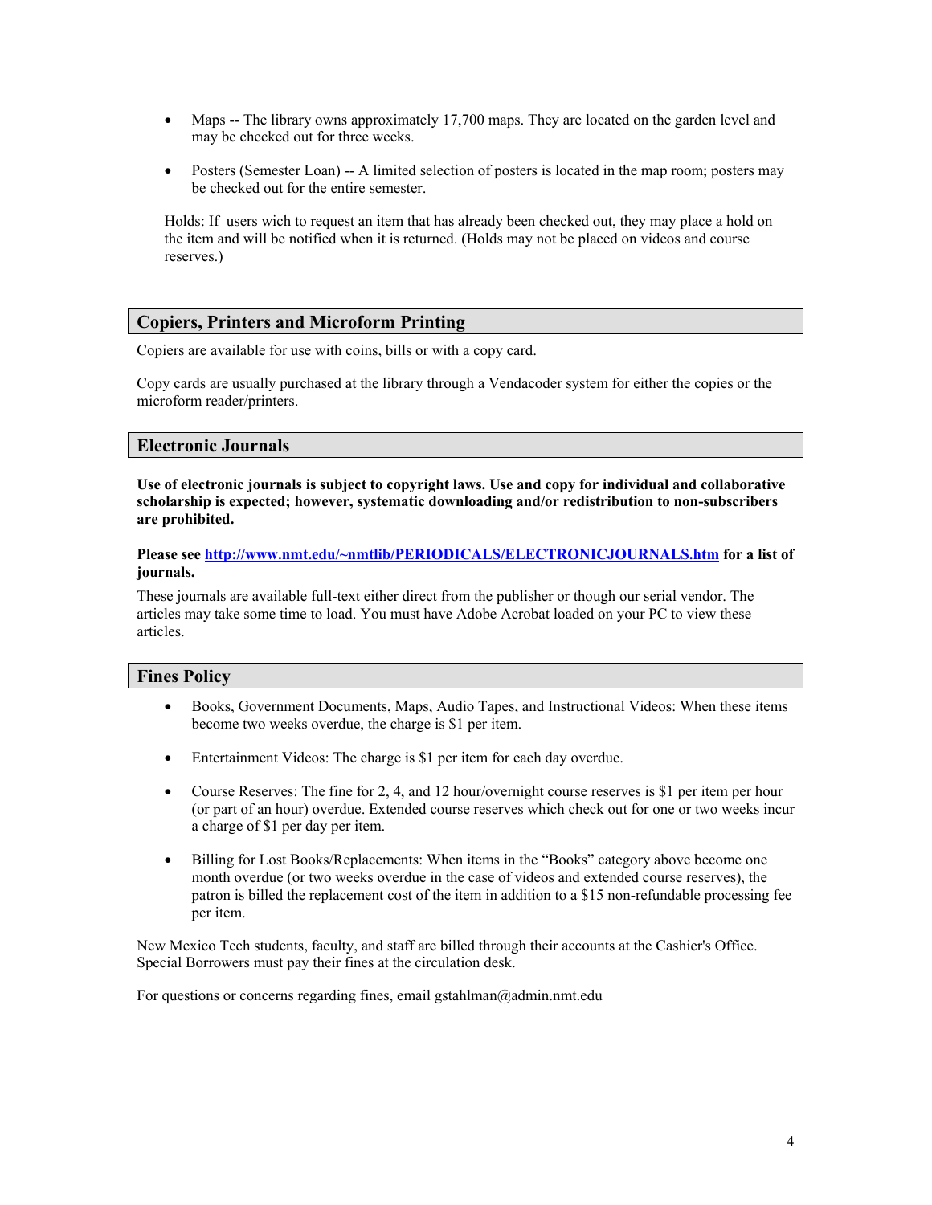- Maps -- The library owns approximately 17,700 maps. They are located on the garden level and may be checked out for three weeks.

- Posters (Semester Loan) -- A limited selection of posters is located in the map room; posters may be checked out for the entire semester.

Holds: If users wich to request an item that has already been checked out, they may place a hold on the item and will be notified when it is returned. (Holds may not be placed on videos and course reserves.)

## Copiers, Printers and Microform Printing

Copiers are available for use with coins, bills or with a copy card.

Copy cards are usually purchased at the library through a Vendacoder system for either the copies or the microform reader/printers.

## Electronic Journals

**Use of electronic journals is subject to copyright laws. Use and copy for individual and collaborative scholarship is expected; however, systematic downloading and/or redistribution to non-subscribers are prohibited.**

**Please see [http://www.nmt.edu/~nmtlib/PERIODICALS/ELECTRONICJOURNALS.htm](http://www.nmt.edu/~nmtlib/PERIODICALS/ELECTRONICJOURNALS.htm) for a list of journals.**

These journals are available full-text either direct from the publisher or though our serial vendor. The articles may take some time to load. You must have Adobe Acrobat loaded on your PC to view these articles.

## Fines Policy

- Books, Government Documents, Maps, Audio Tapes, and Instructional Videos: When these items become two weeks overdue, the charge is $1 per item.

- Entertainment Videos: The charge is $1 per item for each day overdue.

- Course Reserves: The fine for 2, 4, and 12 hour/overnight course reserves is $1 per item per hour (or part of an hour) overdue. Extended course reserves which check out for one or two weeks incur a charge of $1 per day per item.

- Billing for Lost Books/Replacements: When items in the "Books" category above become one month overdue (or two weeks overdue in the case of videos and extended course reserves), the patron is billed the replacement cost of the item in addition to a $15 non-refundable processing fee per item.

New Mexico Tech students, faculty, and staff are billed through their accounts at the Cashier's Office. Special Borrowers must pay their fines at the circulation desk.

For questions or concerns regarding fines, email gstahlman@admin.nmt.edu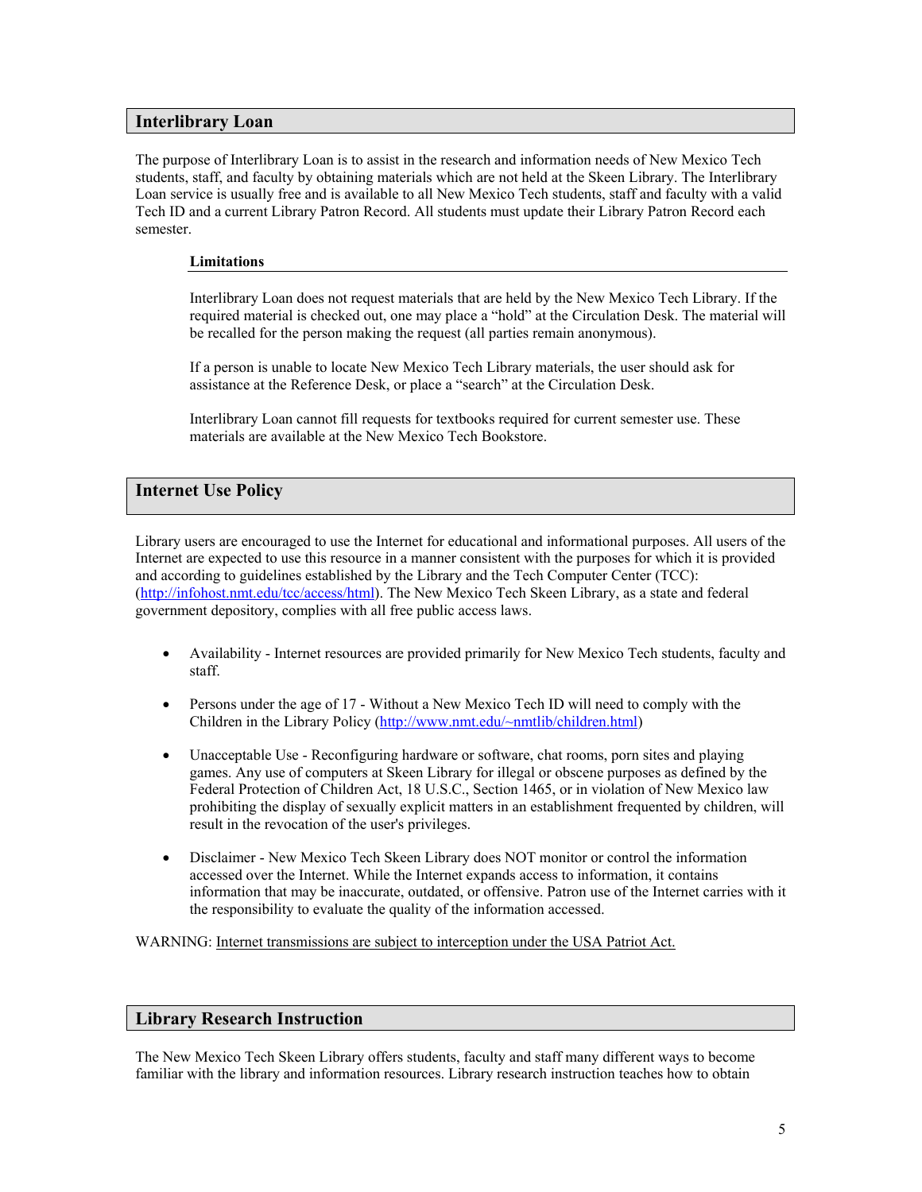## Interlibrary Loan

The purpose of Interlibrary Loan is to assist in the research and information needs of New Mexico Tech students, staff, and faculty by obtaining materials which are not held at the Skeen Library. The Interlibrary Loan service is usually free and is available to all New Mexico Tech students, staff and faculty with a valid Tech ID and a current Library Patron Record. All students must update their Library Patron Record each semester.

### Limitations

Interlibrary Loan does not request materials that are held by the New Mexico Tech Library. If the required material is checked out, one may place a "hold" at the Circulation Desk. The material will be recalled for the person making the request (all parties remain anonymous).

If a person is unable to locate New Mexico Tech Library materials, the user should ask for assistance at the Reference Desk, or place a "search" at the Circulation Desk.

Interlibrary Loan cannot fill requests for textbooks required for current semester use. These materials are available at the New Mexico Tech Bookstore.

## Internet Use Policy

Library users are encouraged to use the Internet for educational and informational purposes. All users of the Internet are expected to use this resource in a manner consistent with the purposes for which it is provided and according to guidelines established by the Library and the Tech Computer Center (TCC): (http://infohost.nmt.edu/tcc/access/html). The New Mexico Tech Skeen Library, as a state and federal government depository, complies with all free public access laws.

- Availability - Internet resources are provided primarily for New Mexico Tech students, faculty and staff.
- Persons under the age of 17 - Without a New Mexico Tech ID will need to comply with the Children in the Library Policy (http://www.nmt.edu/~nmtlib/children.html)
- Unacceptable Use - Reconfiguring hardware or software, chat rooms, porn sites and playing games. Any use of computers at Skeen Library for illegal or obscene purposes as defined by the Federal Protection of Children Act, 18 U.S.C., Section 1465, or in violation of New Mexico law prohibiting the display of sexually explicit matters in an establishment frequented by children, will result in the revocation of the user's privileges.
- Disclaimer - New Mexico Tech Skeen Library does NOT monitor or control the information accessed over the Internet. While the Internet expands access to information, it contains information that may be inaccurate, outdated, or offensive. Patron use of the Internet carries with it the responsibility to evaluate the quality of the information accessed.

WARNING: Internet transmissions are subject to interception under the USA Patriot Act.

## Library Research Instruction

The New Mexico Tech Skeen Library offers students, faculty and staff many different ways to become familiar with the library and information resources. Library research instruction teaches how to obtain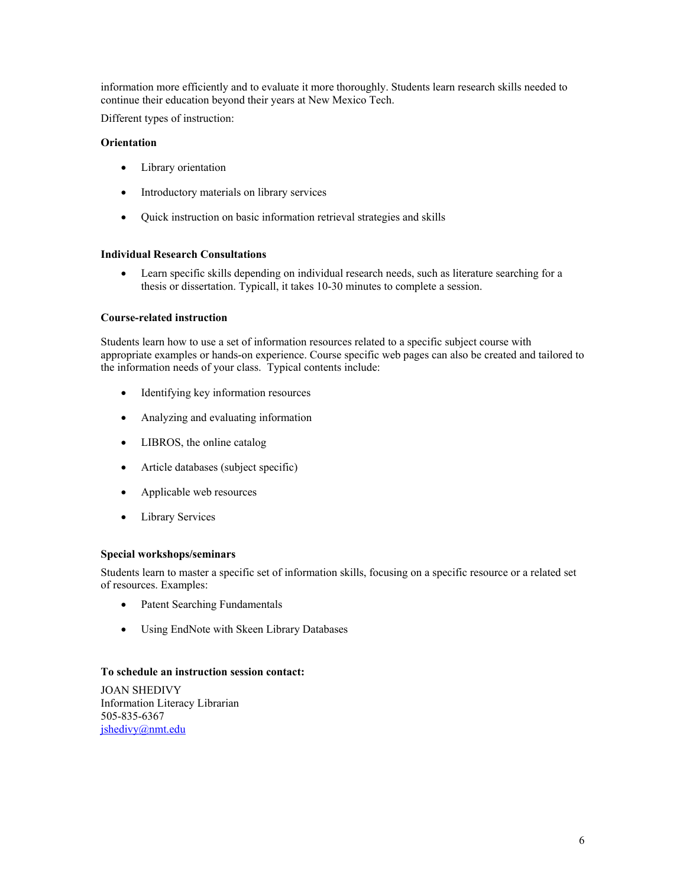information more efficiently and to evaluate it more thoroughly. Students learn research skills needed to continue their education beyond their years at New Mexico Tech.

Different types of instruction:

**Orientation**

- Library orientation
- Introductory materials on library services
- Quick instruction on basic information retrieval strategies and skills

**Individual Research Consultations**

- Learn specific skills depending on individual research needs, such as literature searching for a thesis or dissertation. Typicall, it takes 10-30 minutes to complete a session.

**Course-related instruction**

Students learn how to use a set of information resources related to a specific subject course with appropriate examples or hands-on experience. Course specific web pages can also be created and tailored to the information needs of your class. Typical contents include:

- Identifying key information resources
- Analyzing and evaluating information
- LIBROS, the online catalog
- Article databases (subject specific)
- Applicable web resources
- Library Services

**Special workshops/seminars**

Students learn to master a specific set of information skills, focusing on a specific resource or a related set of resources. Examples:

- Patent Searching Fundamentals
- Using EndNote with Skeen Library Databases

**To schedule an instruction session contact:**

JOAN SHEDIVY
Information Literacy Librarian
505-835-6367
jshedivy@nmt.edu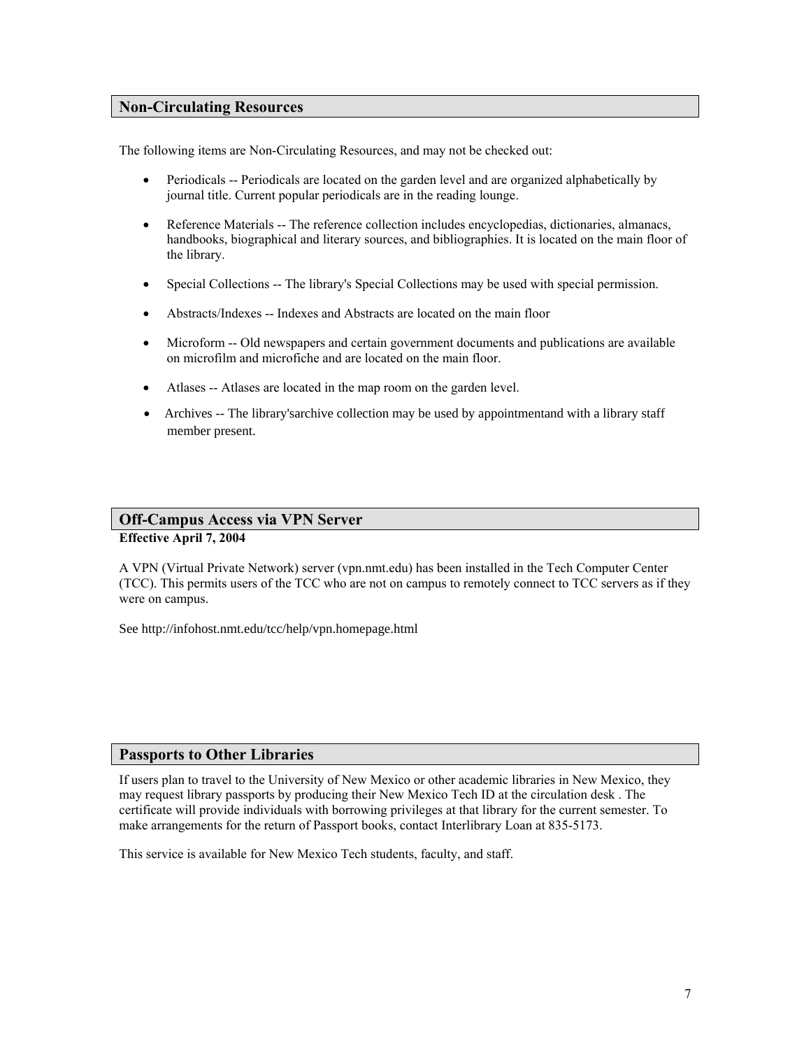## Non-Circulating Resources

The following items are Non-Circulating Resources, and may not be checked out:

- Periodicals -- Periodicals are located on the garden level and are organized alphabetically by journal title. Current popular periodicals are in the reading lounge.
- Reference Materials -- The reference collection includes encyclopedias, dictionaries, almanacs, handbooks, biographical and literary sources, and bibliographies. It is located on the main floor of the library.
- Special Collections -- The library's Special Collections may be used with special permission.
- Abstracts/Indexes -- Indexes and Abstracts are located on the main floor
- Microform -- Old newspapers and certain government documents and publications are available on microfilm and microfiche and are located on the main floor.
- Atlases -- Atlases are located in the map room on the garden level.
- Archives -- The library'sarchive collection may be used by appointmentand with a library staff member present.

## Off-Campus Access via VPN Server

**Effective April 7, 2004**

A VPN (Virtual Private Network) server (vpn.nmt.edu) has been installed in the Tech Computer Center (TCC). This permits users of the TCC who are not on campus to remotely connect to TCC servers as if they were on campus.

See http://infohost.nmt.edu/tcc/help/vpn.homepage.html

## Passports to Other Libraries

If users plan to travel to the University of New Mexico or other academic libraries in New Mexico, they may request library passports by producing their New Mexico Tech ID at the circulation desk . The certificate will provide individuals with borrowing privileges at that library for the current semester. To make arrangements for the return of Passport books, contact Interlibrary Loan at 835-5173.

This service is available for New Mexico Tech students, faculty, and staff.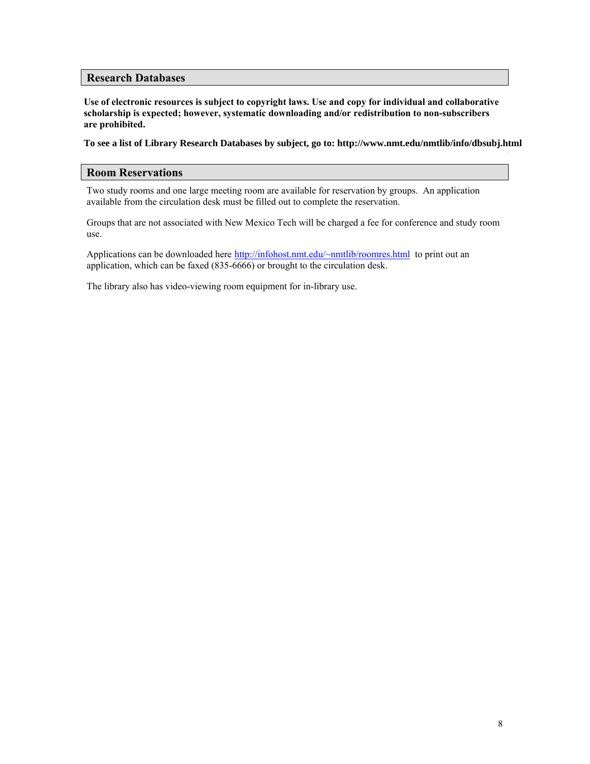## Research Databases

**Use of electronic resources is subject to copyright laws. Use and copy for individual and collaborative scholarship is expected; however, systematic downloading and/or redistribution to non-subscribers are prohibited.**

**To see a list of Library Research Databases by subject, go to: http://www.nmt.edu/nmtlib/info/dbsubj.html**

## Room Reservations

Two study rooms and one large meeting room are available for reservation by groups. An application available from the circulation desk must be filled out to complete the reservation.

Groups that are not associated with New Mexico Tech will be charged a fee for conference and study room use.

Applications can be downloaded here http://infohost.nmt.edu/~nmtlib/roomres.html to print out an application, which can be faxed (835-6666) or brought to the circulation desk.

The library also has video-viewing room equipment for in-library use.